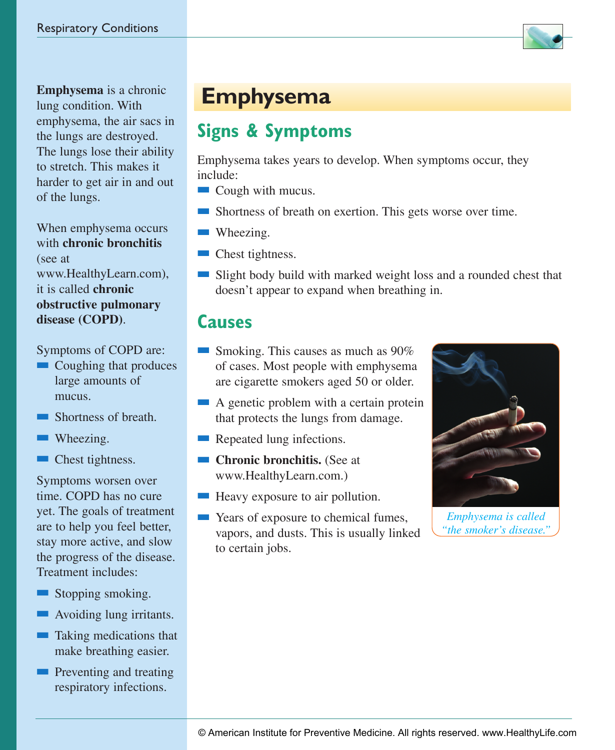# Emphysema

**Emphysema** is a chronic lung condition. With emphysema, the air sacs in the lungs are destroyed. The lungs lose their ability to stretch. This makes it harder to get air in and out of the lungs.

When emphysema occurs with **chronic bronchitis** (see at www.HealthyLearn.com), it is called **chronic obstructive pulmonary disease (COPD)**.

Symptoms of COPD are:

- Coughing that produces large amounts of mucus.
- Shortness of breath.
- Wheezing.
- Chest tightness.

Symptoms worsen over time. COPD has no cure yet. The goals of treatment are to help you feel better, stay more active, and slow the progress of the disease. Treatment includes:

- Stopping smoking.
- Avoiding lung irritants.
- Taking medications that make breathing easier.
- Preventing and treating respiratory infections.

## Signs & Symptoms

Emphysema takes years to develop. When symptoms occur, they include:

- Cough with mucus.
- Shortness of breath on exertion. This gets worse over time.
- Wheezing.
- Chest tightness.
- Slight body build with marked weight loss and a rounded chest that doesn't appear to expand when breathing in.

## Causes

- Smoking. This causes as much as 90% of cases. Most people with emphysema are cigarette smokers aged 50 or older.
- A genetic problem with a certain protein that protects the lungs from damage.
- Repeated lung infections.
- **Chronic bronchitis.** (See at www.HealthyLearn.com.)
- Heavy exposure to air pollution.
- Years of exposure to chemical fumes, vapors, and dusts. This is usually linked to certain jobs.

*Emphysema is called "the smoker's disease."*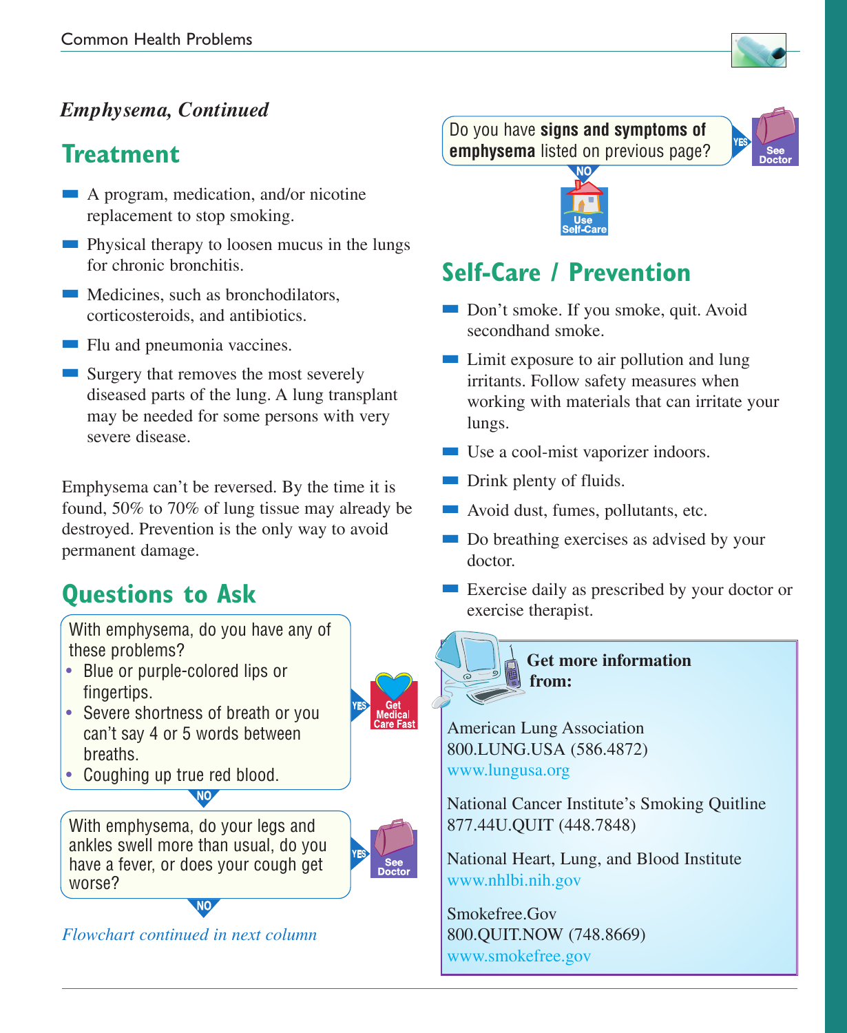*Emphysema, Continued*

## Treatment

- A program, medication, and/or nicotine replacement to stop smoking.
- Physical therapy to loosen mucus in the lungs for chronic bronchitis.
- Medicines, such as bronchodilators, corticosteroids, and antibiotics.
- Flu and pneumonia vaccines.
- Surgery that removes the most severely diseased parts of the lung. A lung transplant may be needed for some persons with very severe disease.

Emphysema can't be reversed. By the time it is found, 50% to 70% of lung tissue may already be destroyed. Prevention is the only way to avoid permanent damage.

## Questions to Ask

With emphysema, do you have any of these problems?
- Blue or purple-colored lips or fingertips.
- Severe shortness of breath or you can't say 4 or 5 words between breaths.
- Coughing up true red blood.

YES → Get Medical Care Fast

NO ↓

With emphysema, do your legs and ankles swell more than usual, do you have a fever, or does your cough get worse?

YES → See Doctor

NO ↓

*Flowchart continued in next column*

Do you have **signs and symptoms of emphysema** listed on previous page?

YES → See Doctor

NO → Use Self-Care

## Self-Care / Prevention

- Don't smoke. If you smoke, quit. Avoid secondhand smoke.
- Limit exposure to air pollution and lung irritants. Follow safety measures when working with materials that can irritate your lungs.
- Use a cool-mist vaporizer indoors.
- Drink plenty of fluids.
- Avoid dust, fumes, pollutants, etc.
- Do breathing exercises as advised by your doctor.
- Exercise daily as prescribed by your doctor or exercise therapist.

**Get more information from:**

American Lung Association
800.LUNG.USA (586.4872)
www.lungusa.org

National Cancer Institute's Smoking Quitline
877.44U.QUIT (448.7848)

National Heart, Lung, and Blood Institute
www.nhlbi.nih.gov

Smokefree.Gov
800.QUIT.NOW (748.8669)
www.smokefree.gov